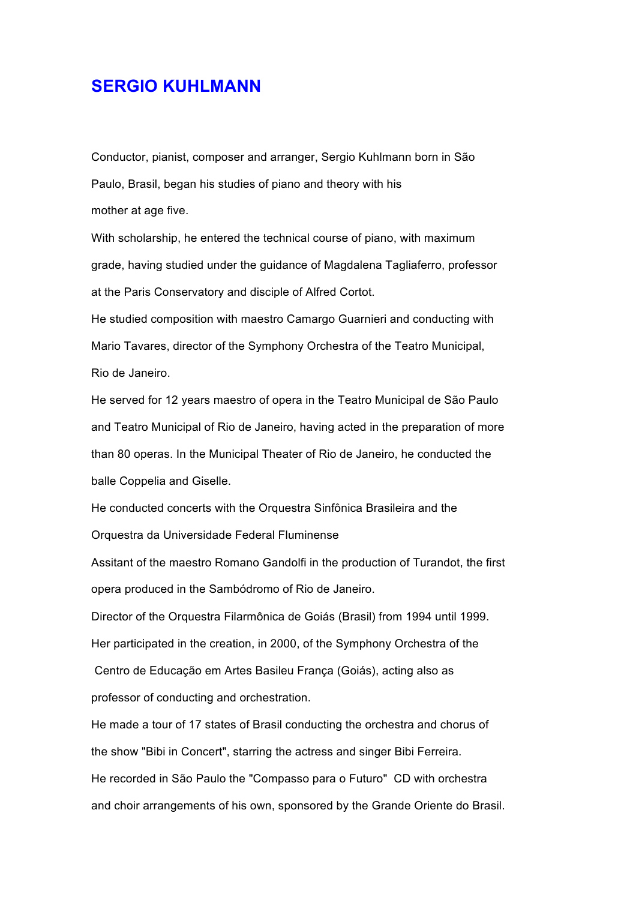# SERGIO KUHLMANN

Conductor, pianist, composer and arranger, Sergio Kuhlmann born in São Paulo, Brasil, began his studies of piano and theory with his mother at age five.

With scholarship, he entered the technical course of piano, with maximum grade, having studied under the guidance of Magdalena Tagliaferro, professor at the Paris Conservatory and disciple of Alfred Cortot.

He studied composition with maestro Camargo Guarnieri and conducting with Mario Tavares, director of the Symphony Orchestra of the Teatro Municipal, Rio de Janeiro.

He served for 12 years maestro of opera in the Teatro Municipal de São Paulo and Teatro Municipal of Rio de Janeiro, having acted in the preparation of more than 80 operas. In the Municipal Theater of Rio de Janeiro, he conducted the balle Coppelia and Giselle.

He conducted concerts with the Orquestra Sinfônica Brasileira and the Orquestra da Universidade Federal Fluminense

Assitant of the maestro Romano Gandolfi in the production of Turandot, the first opera produced in the Sambódromo of Rio de Janeiro.

Director of the Orquestra Filarmônica de Goiás (Brasil) from 1994 until 1999.

Her participated in the creation, in 2000, of the Symphony Orchestra of the Centro de Educação em Artes Basileu França (Goiás), acting also as professor of conducting and orchestration.

He made a tour of 17 states of Brasil conducting the orchestra and chorus of the show "Bibi in Concert", starring the actress and singer Bibi Ferreira.

He recorded in São Paulo the "Compasso para o Futuro" CD with orchestra and choir arrangements of his own, sponsored by the Grande Oriente do Brasil.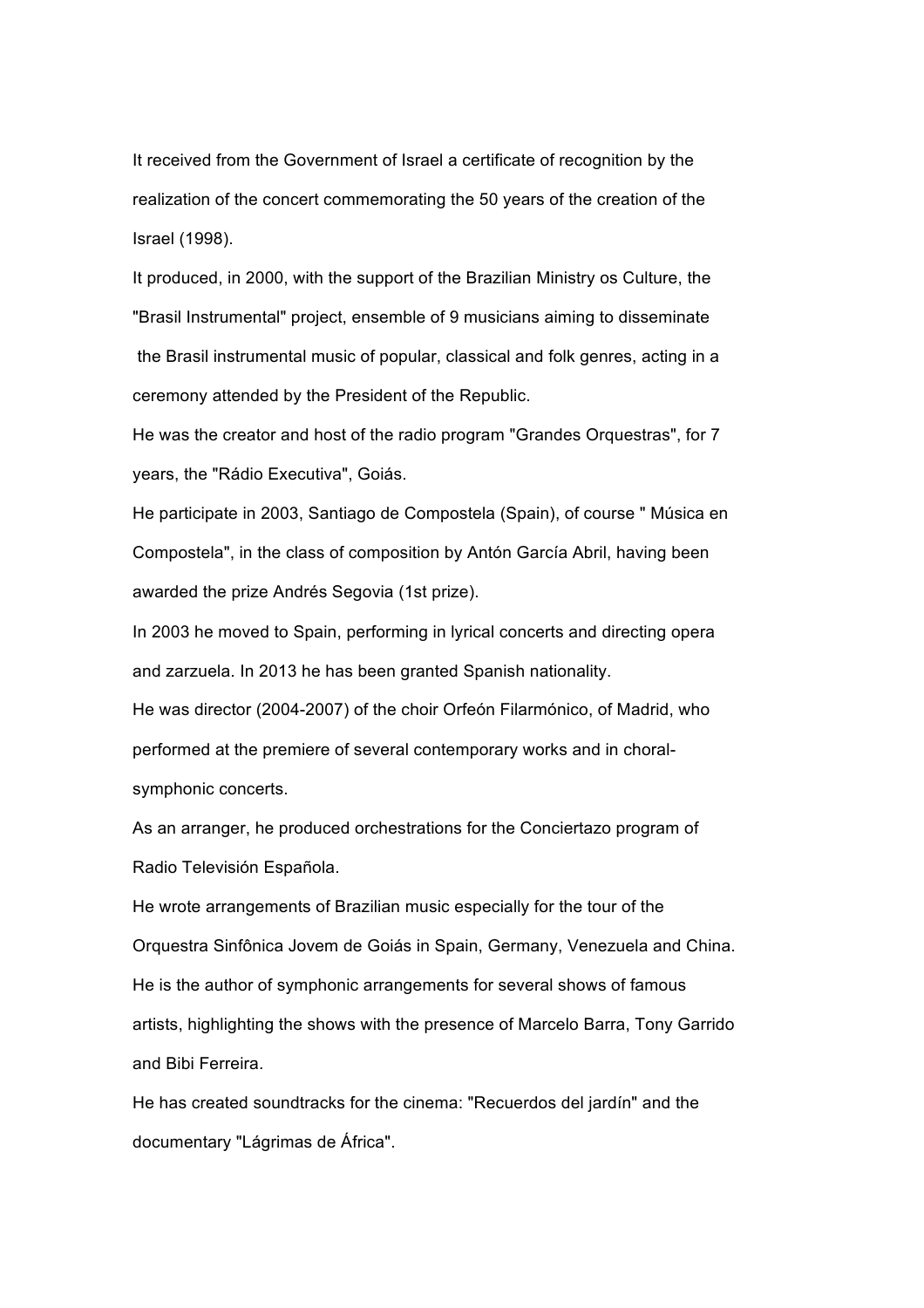It received from the Government of Israel a certificate of recognition by the realization of the concert commemorating the 50 years of the creation of the Israel (1998).

It produced, in 2000, with the support of the Brazilian Ministry os Culture, the "Brasil Instrumental" project, ensemble of 9 musicians aiming to disseminate the Brasil instrumental music of popular, classical and folk genres, acting in a ceremony attended by the President of the Republic.

He was the creator and host of the radio program "Grandes Orquestras", for 7 years, the "Rádio Executiva", Goiás.

He participate in 2003, Santiago de Compostela (Spain), of course " Música en Compostela", in the class of composition by Antón García Abril, having been awarded the prize Andrés Segovia (1st prize).

In 2003 he moved to Spain, performing in lyrical concerts and directing opera and zarzuela. In 2013 he has been granted Spanish nationality.

He was director (2004-2007) of the choir Orfeón Filarmónico, of Madrid, who performed at the premiere of several contemporary works and in choral-symphonic concerts.

As an arranger, he produced orchestrations for the Conciertazo program of Radio Televisión Española.

He wrote arrangements of Brazilian music especially for the tour of the Orquestra Sinfônica Jovem de Goiás in Spain, Germany, Venezuela and China.

He is the author of symphonic arrangements for several shows of famous artists, highlighting the shows with the presence of Marcelo Barra, Tony Garrido and Bibi Ferreira.

He has created soundtracks for the cinema: "Recuerdos del jardín" and the documentary "Lágrimas de África".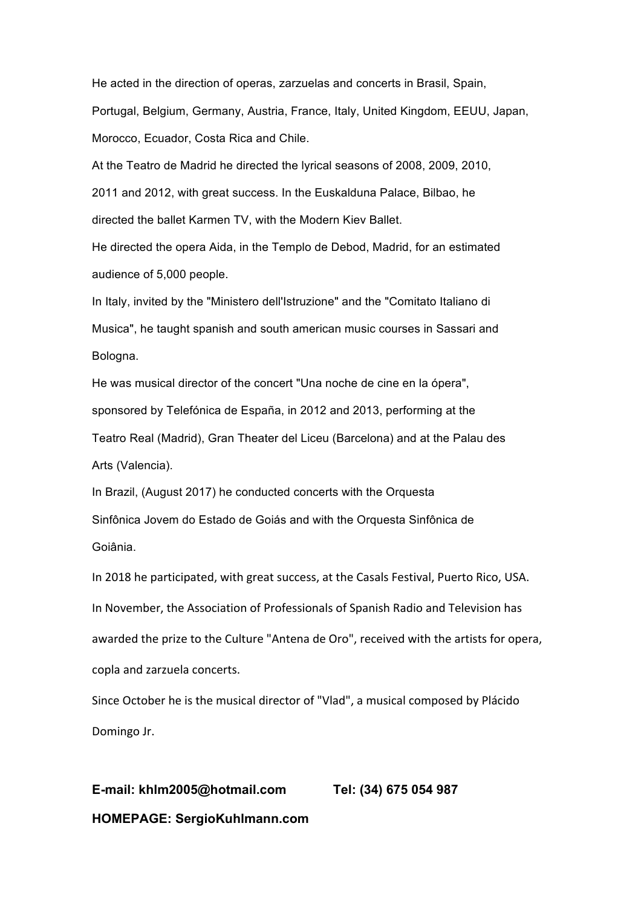He acted in the direction of operas, zarzuelas and concerts in Brasil, Spain, Portugal, Belgium, Germany, Austria, France, Italy, United Kingdom, EEUU, Japan, Morocco, Ecuador, Costa Rica and Chile.

At the Teatro de Madrid he directed the lyrical seasons of 2008, 2009, 2010, 2011 and 2012, with great success. In the Euskalduna Palace, Bilbao, he directed the ballet Karmen TV, with the Modern Kiev Ballet.

He directed the opera Aida, in the Templo de Debod, Madrid, for an estimated audience of 5,000 people.

In Italy, invited by the "Ministero dell'Istruzione" and the "Comitato Italiano di Musica", he taught spanish and south american music courses in Sassari and Bologna.

He was musical director of the concert "Una noche de cine en la ópera", sponsored by Telefónica de España, in 2012 and 2013, performing at the Teatro Real (Madrid), Gran Theater del Liceu (Barcelona) and at the Palau des Arts (Valencia).

In Brazil, (August 2017) he conducted concerts with the Orquesta Sinfônica Jovem do Estado de Goiás and with the Orquesta Sinfônica de Goiânia.

In 2018 he participated, with great success, at the Casals Festival, Puerto Rico, USA.

In November, the Association of Professionals of Spanish Radio and Television has awarded the prize to the Culture "Antena de Oro", received with the artists for opera, copla and zarzuela concerts.

Since October he is the musical director of "Vlad", a musical composed by Plácido Domingo Jr.

**E-mail: khlm2005@hotmail.com** **Tel: (34) 675 054 987**

**HOMEPAGE: SergioKuhlmann.com**